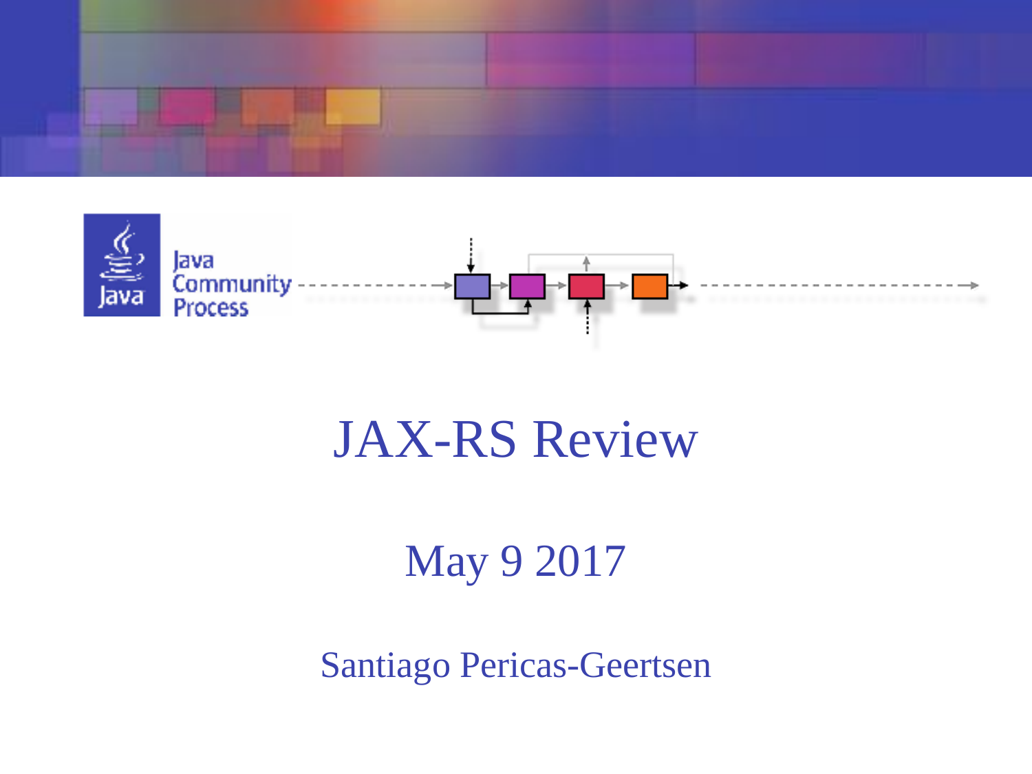# JAX-RS Review

May 9 2017

Santiago Pericas-Geertsen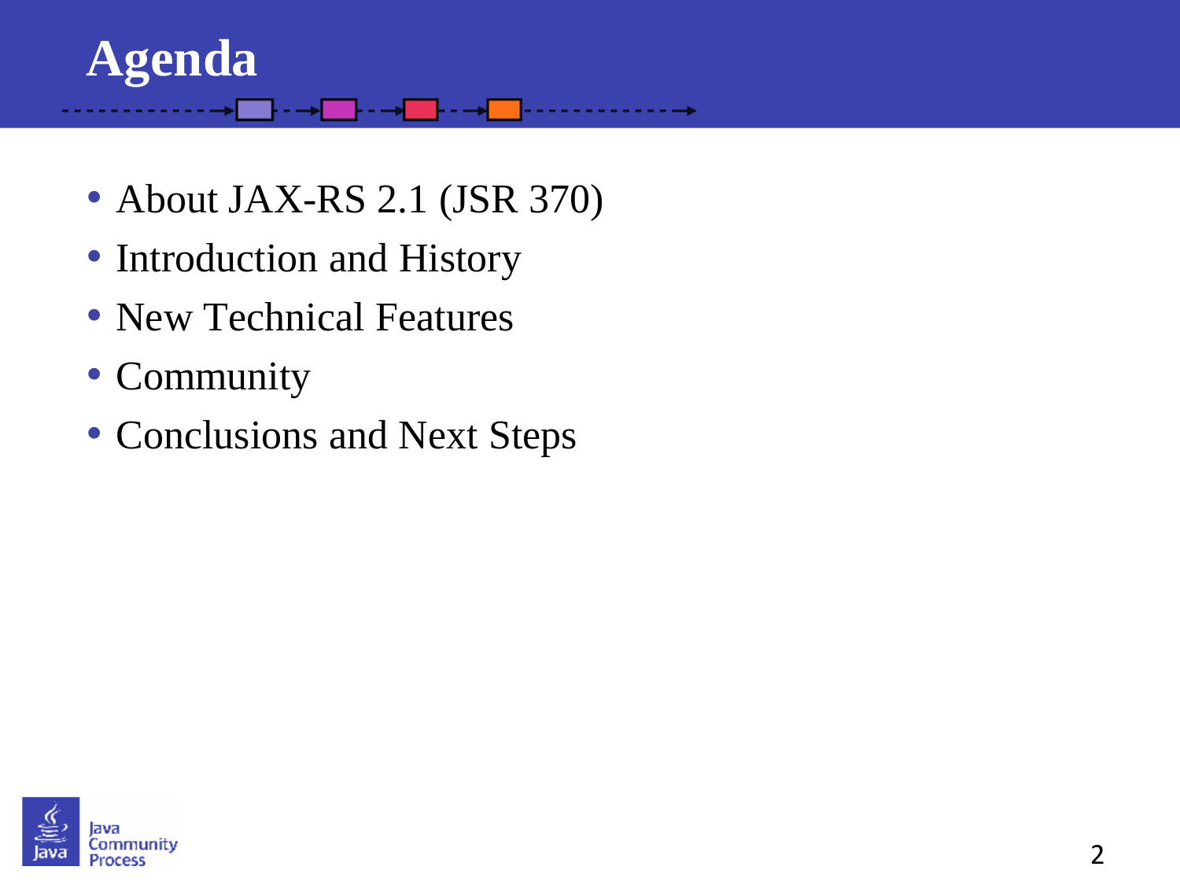# Agenda

- About JAX-RS 2.1 (JSR 370)
- Introduction and History
- New Technical Features
- Community
- Conclusions and Next Steps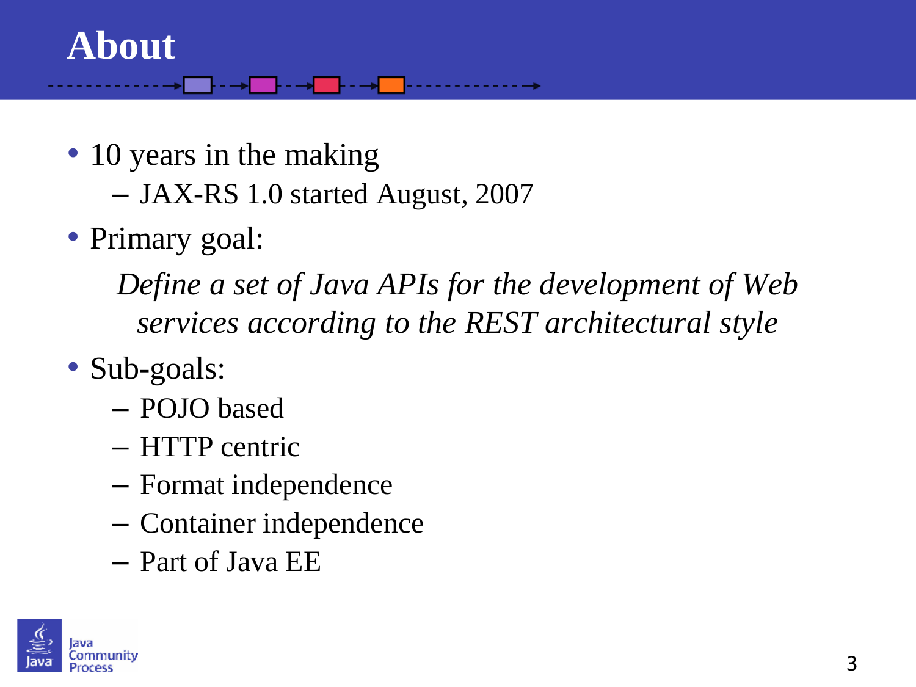# About

- 10 years in the making
  - JAX-RS 1.0 started August, 2007
- Primary goal:

  *Define a set of Java APIs for the development of Web services according to the REST architectural style*

- Sub-goals:
  - POJO based
  - HTTP centric
  - Format independence
  - Container independence
  - Part of Java EE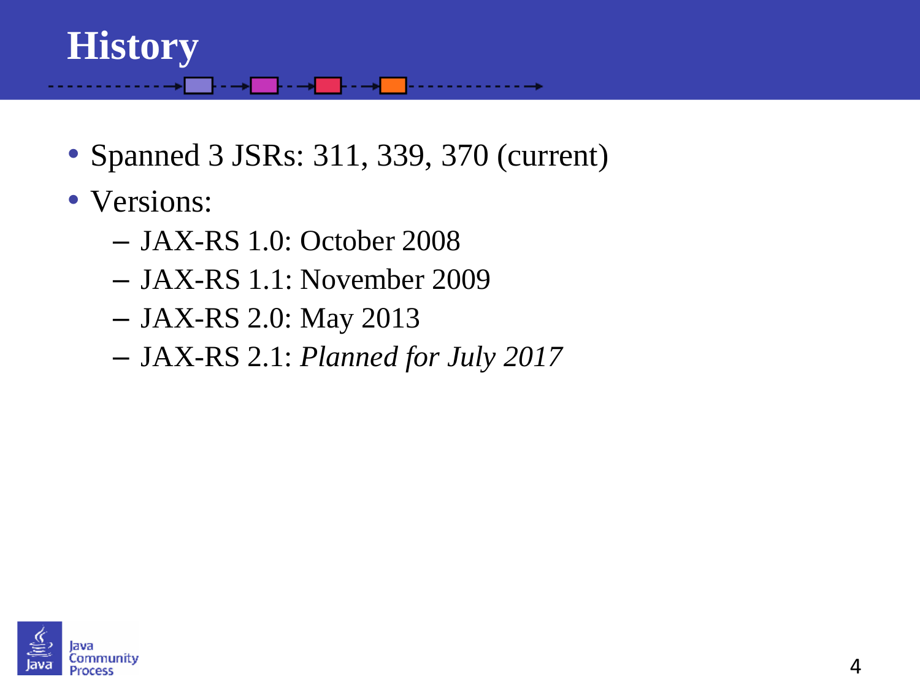# History

- Spanned 3 JSRs: 311, 339, 370 (current)
- Versions:
  - JAX-RS 1.0: October 2008
  - JAX-RS 1.1: November 2009
  - JAX-RS 2.0: May 2013
  - JAX-RS 2.1: *Planned for July 2017*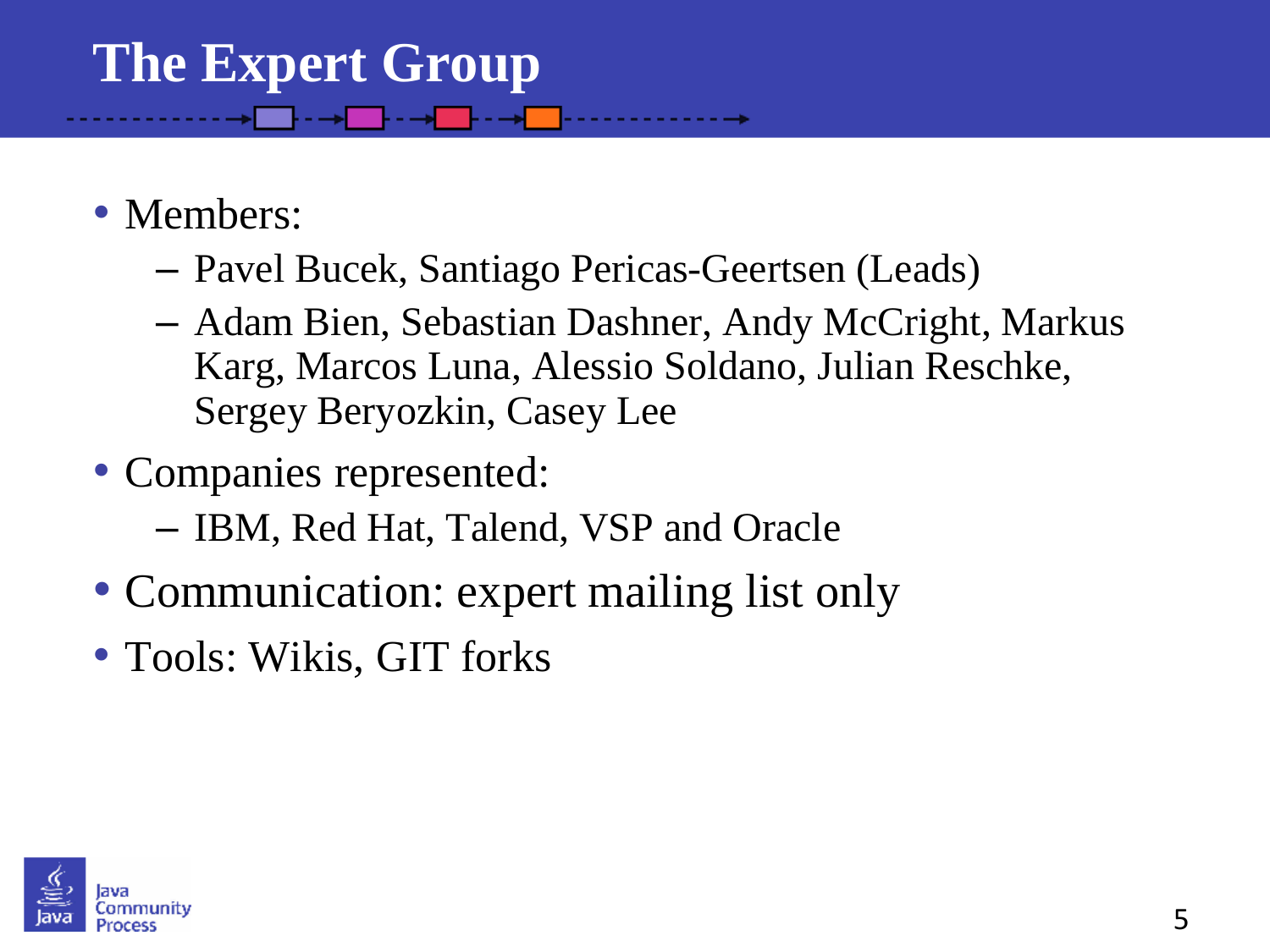# The Expert Group

- Members:
  - Pavel Bucek, Santiago Pericas-Geertsen (Leads)
  - Adam Bien, Sebastian Dashner, Andy McCright, Markus Karg, Marcos Luna, Alessio Soldano, Julian Reschke, Sergey Beryozkin, Casey Lee
- Companies represented:
  - IBM, Red Hat, Talend, VSP and Oracle
- Communication: expert mailing list only
- Tools: Wikis, GIT forks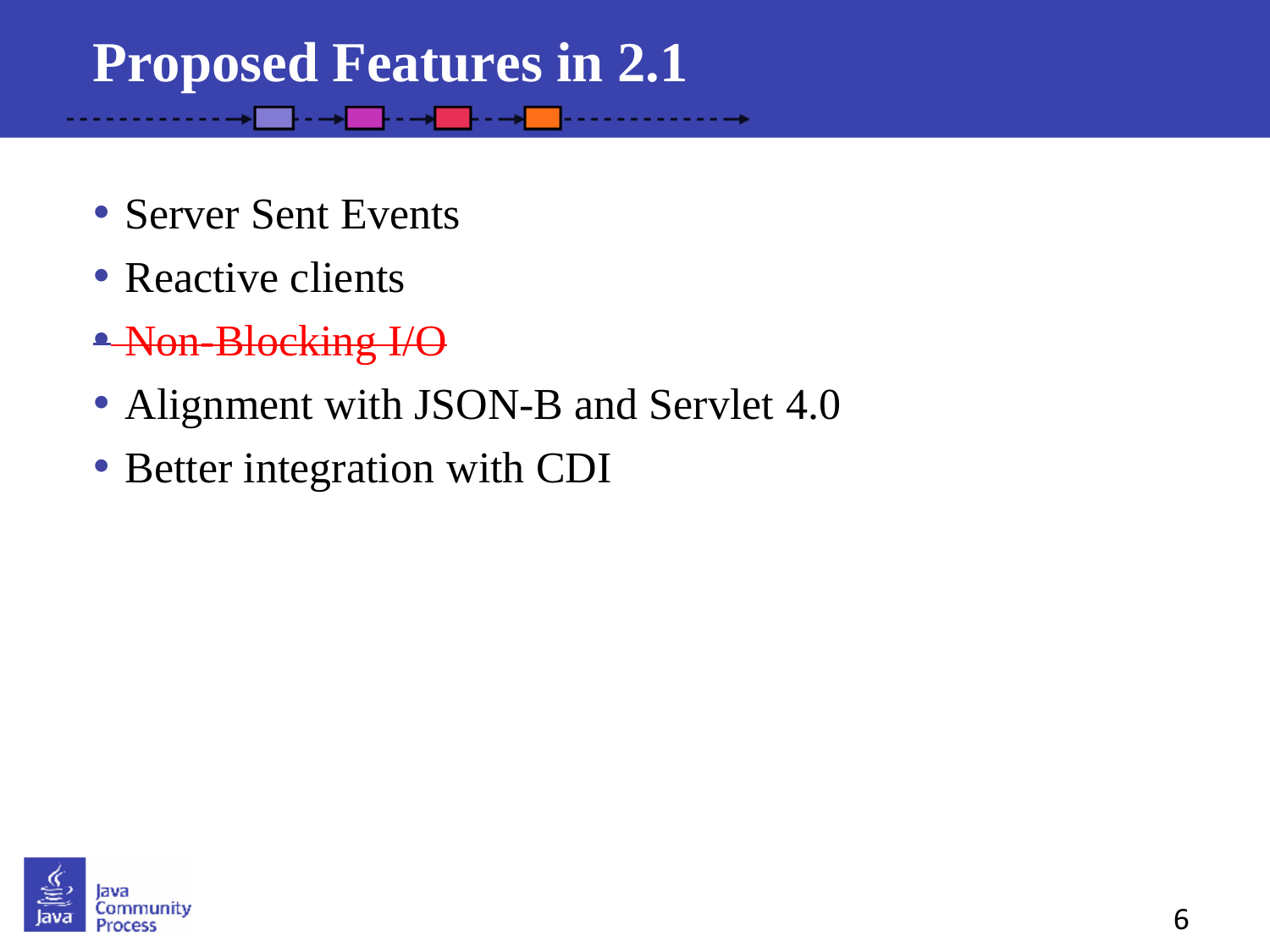# Proposed Features in 2.1

- Server Sent Events
- Reactive clients
- ~~Non-Blocking I/O~~
- Alignment with JSON-B and Servlet 4.0
- Better integration with CDI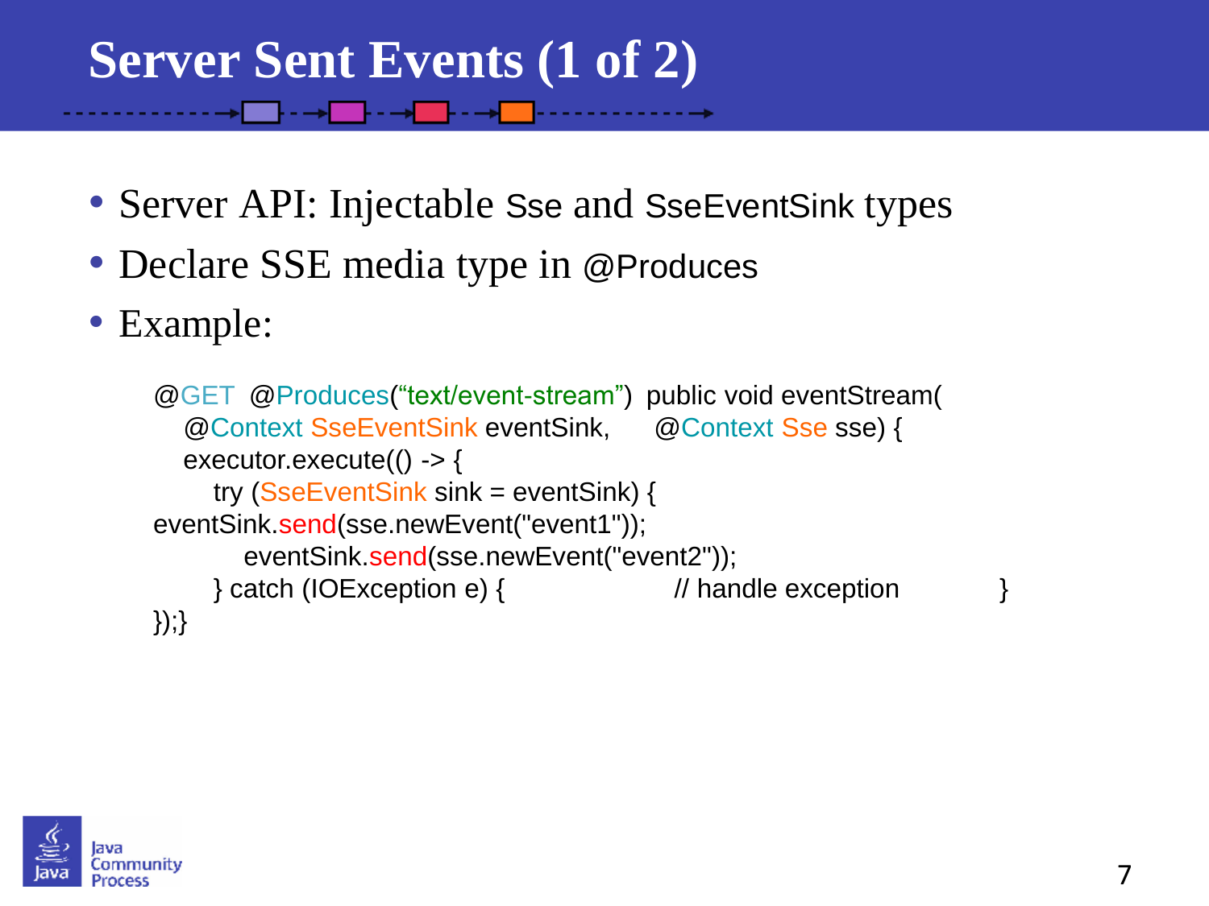# Server Sent Events (1 of 2)

- Server API: Injectable Sse and SseEventSink types
- Declare SSE media type in @Produces
- Example:

```
@GET  @Produces(“text/event-stream”)  public void eventStream(
   @Context SseEventSink eventSink,     @Context Sse sse) {
   executor.execute(() -> {
      try (SseEventSink sink = eventSink) {
eventSink.send(sse.newEvent("event1"));
         eventSink.send(sse.newEvent("event2"));
      } catch (IOException e) {                    // handle exception          }
});}
```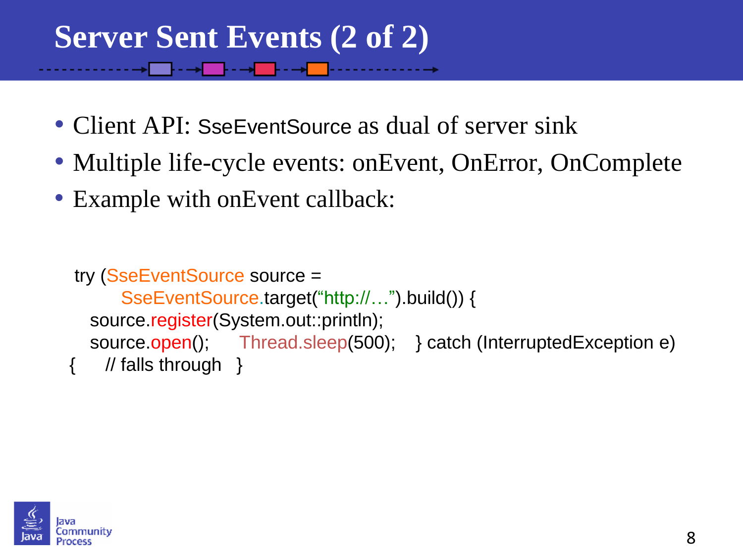# Server Sent Events (2 of 2)

- Client API: SseEventSource as dual of server sink
- Multiple life-cycle events: onEvent, OnError, OnComplete
- Example with onEvent callback:

```
try (SseEventSource source =
        SseEventSource.target("http://…").build()) {
   source.register(System.out::println);
   source.open();     Thread.sleep(500);    } catch (InterruptedException e)
{     // falls through   }
```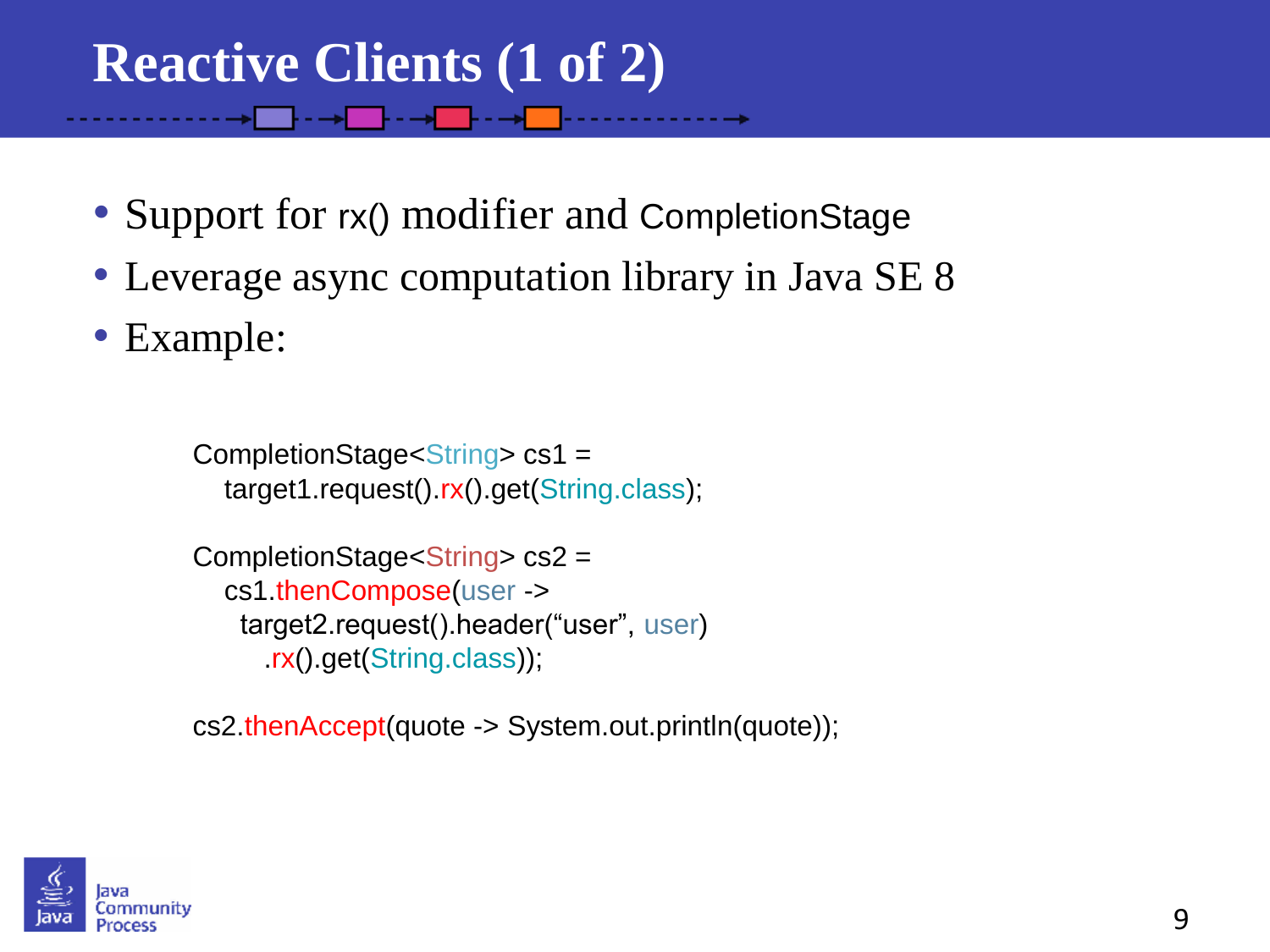# Reactive Clients (1 of 2)

- Support for rx() modifier and CompletionStage
- Leverage async computation library in Java SE 8
- Example:

```
CompletionStage<String> cs1 =
   target1.request().rx().get(String.class);

CompletionStage<String> cs2 =
   cs1.thenCompose(user ->
     target2.request().header(“user”, user)
       .rx().get(String.class));

cs2.thenAccept(quote -> System.out.println(quote));
```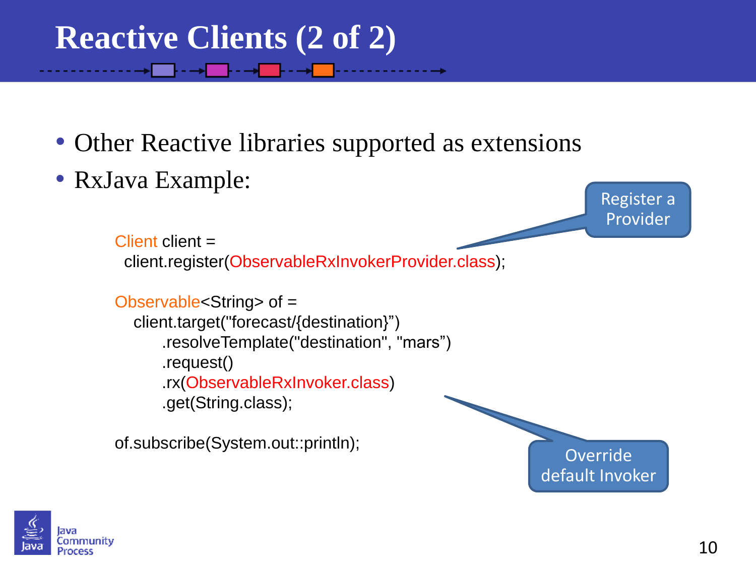# Reactive Clients (2 of 2)

- Other Reactive libraries supported as extensions
- RxJava Example:

```
Client client =
  client.register(ObservableRxInvokerProvider.class);

Observable<String> of =
   client.target("forecast/{destination}”)
        .resolveTemplate("destination", "mars”)
        .request()
        .rx(ObservableRxInvoker.class)
        .get(String.class);

of.subscribe(System.out::println);
```

Register a Provider

Override default Invoker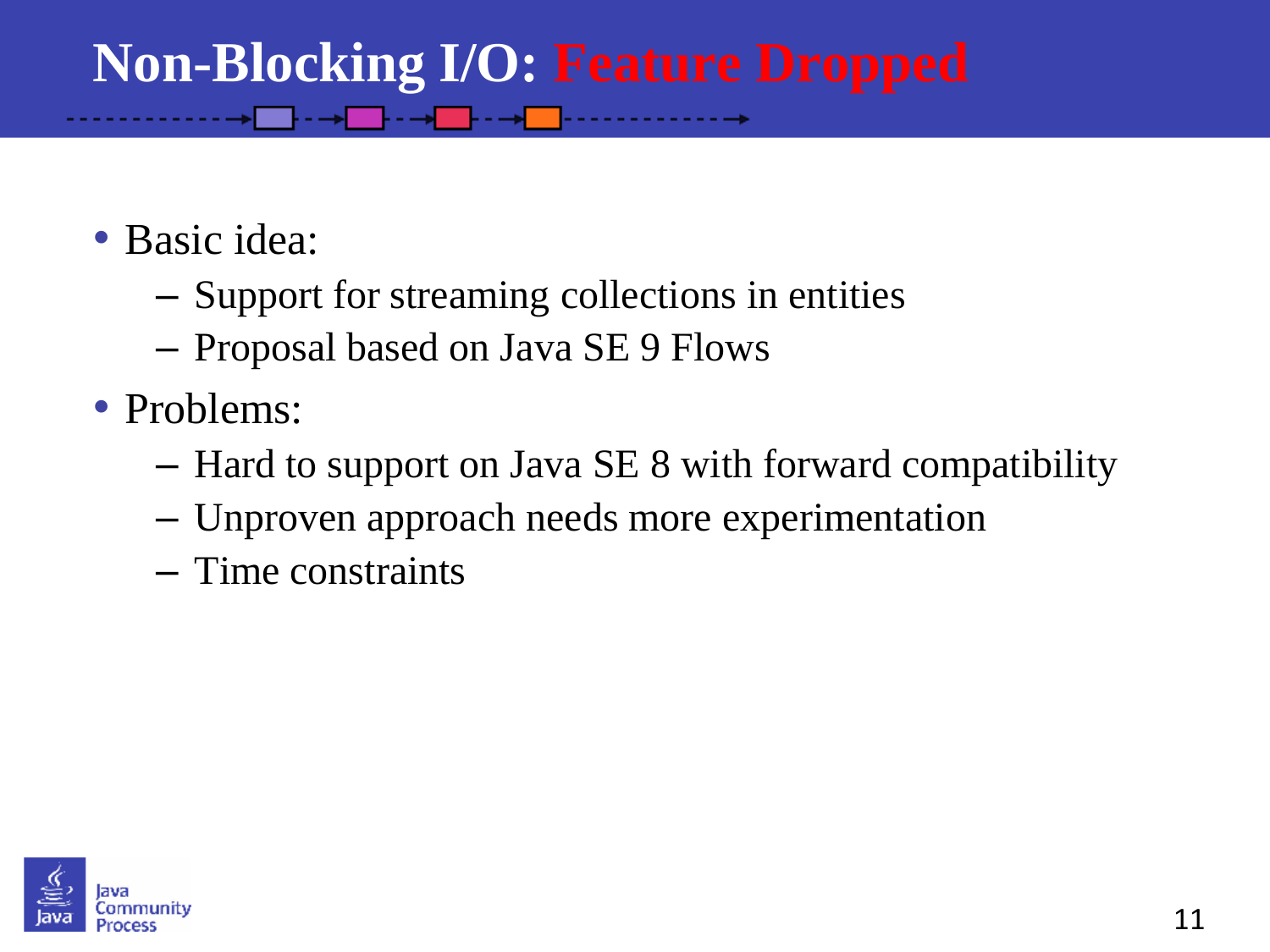# Non-Blocking I/O: Feature Dropped

- Basic idea:
  - Support for streaming collections in entities
  - Proposal based on Java SE 9 Flows
- Problems:
  - Hard to support on Java SE 8 with forward compatibility
  - Unproven approach needs more experimentation
  - Time constraints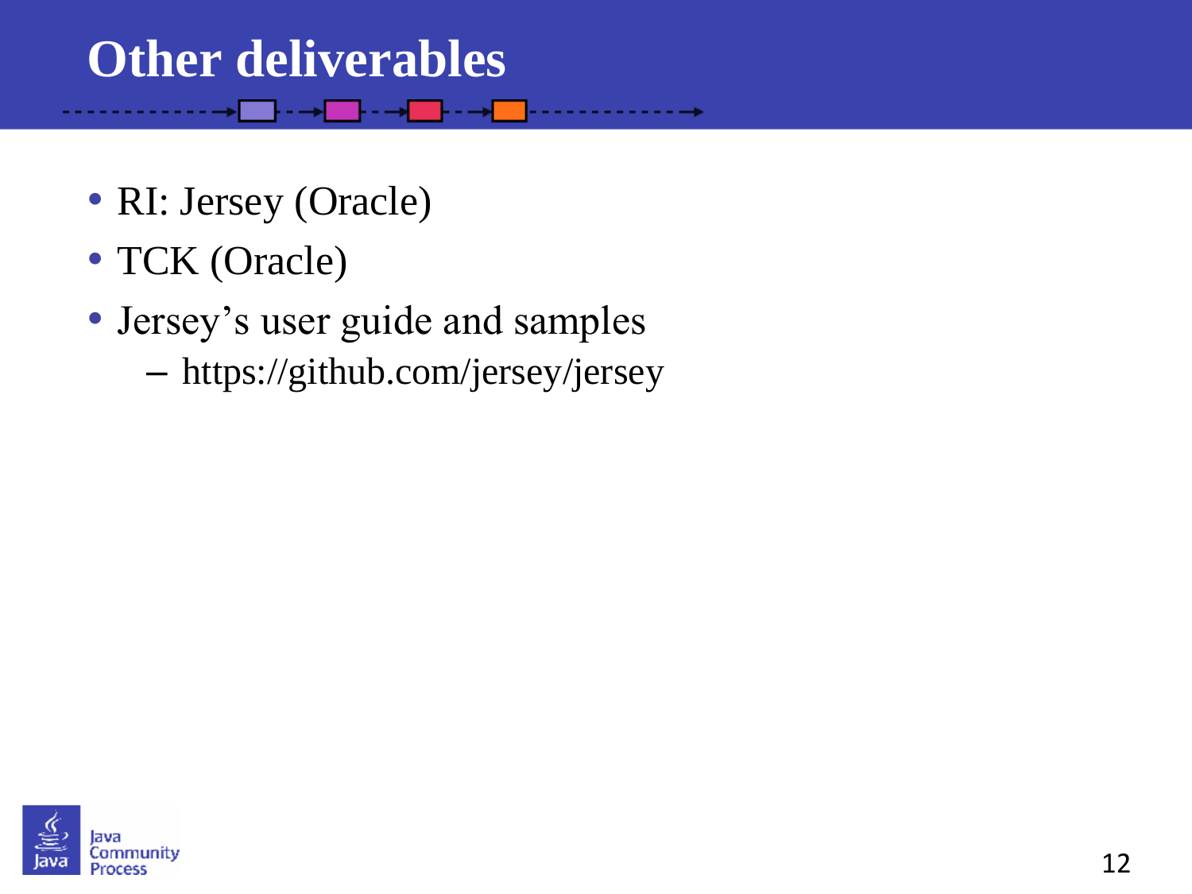# Other deliverables

- RI: Jersey (Oracle)
- TCK (Oracle)
- Jersey's user guide and samples
  - https://github.com/jersey/jersey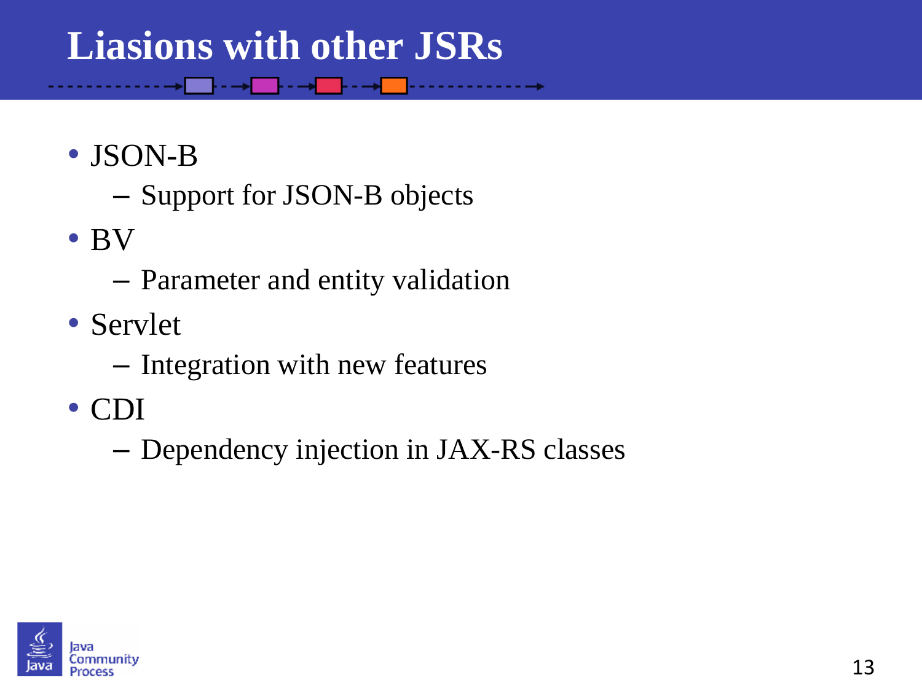# Liasions with other JSRs

- JSON-B
  - Support for JSON-B objects
- BV
  - Parameter and entity validation
- Servlet
  - Integration with new features
- CDI
  - Dependency injection in JAX-RS classes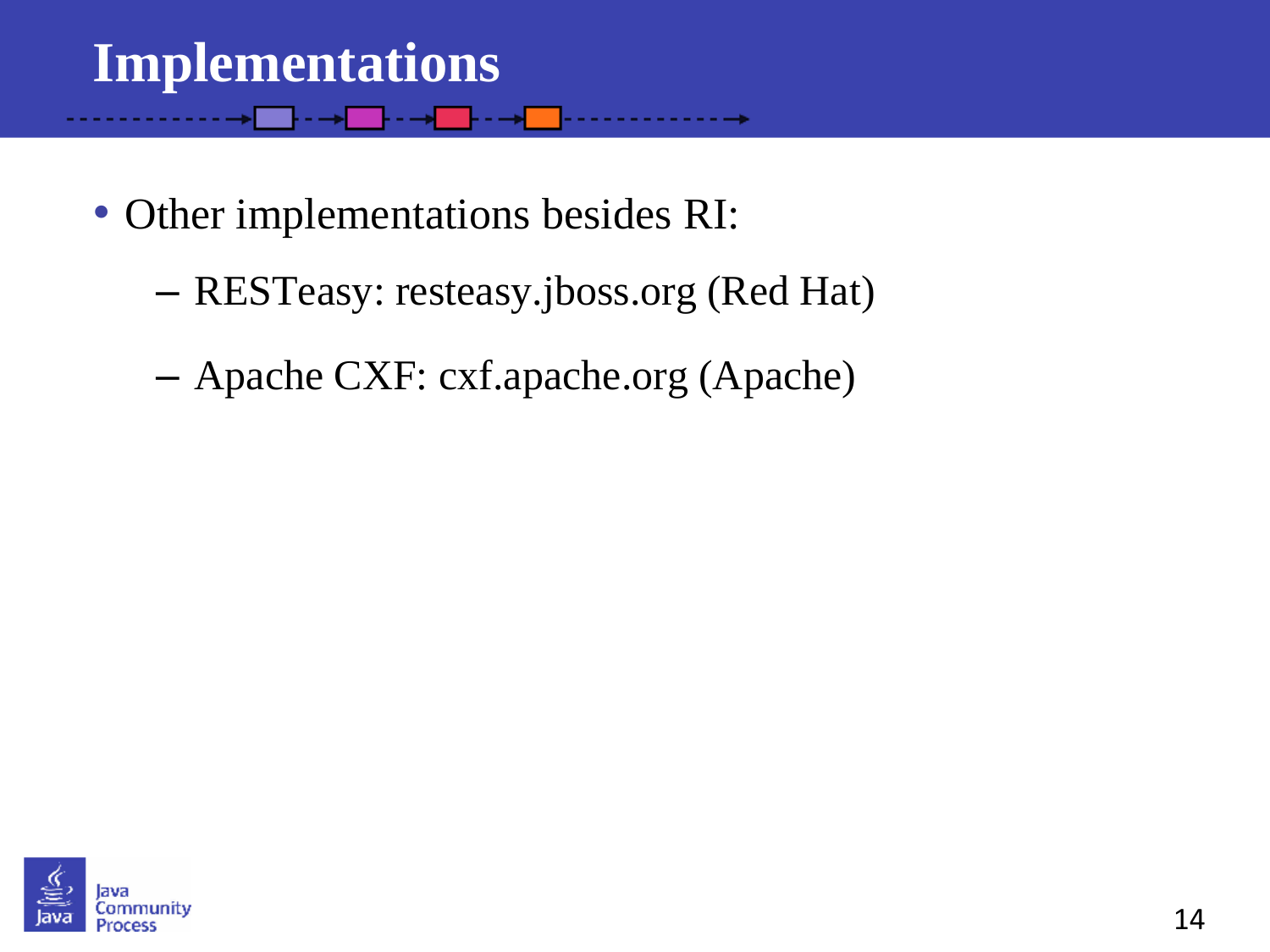# Implementations

- Other implementations besides RI:
  - RESTeasy: resteasy.jboss.org (Red Hat)
  - Apache CXF: cxf.apache.org (Apache)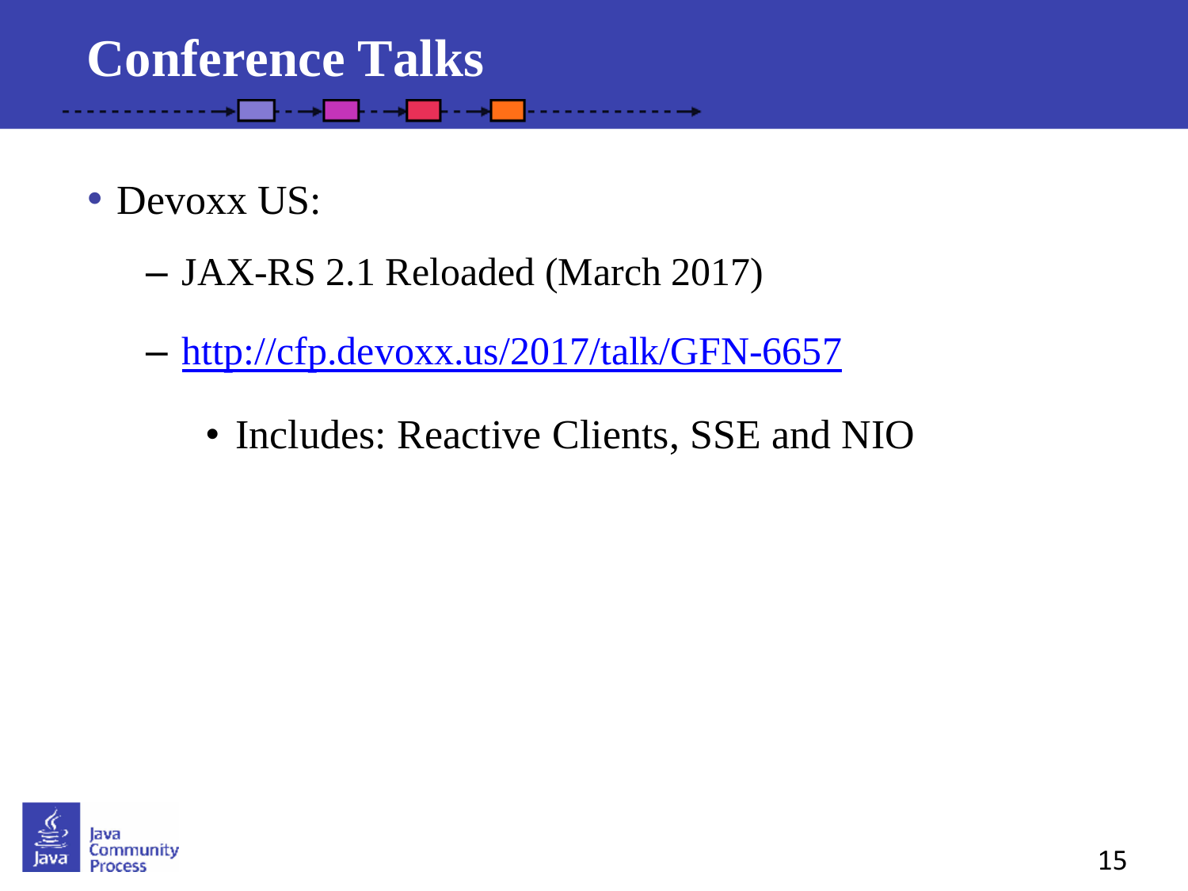# Conference Talks

- Devoxx US:
  - JAX-RS 2.1 Reloaded (March 2017)
  - http://cfp.devoxx.us/2017/talk/GFN-6657
    - Includes: Reactive Clients, SSE and NIO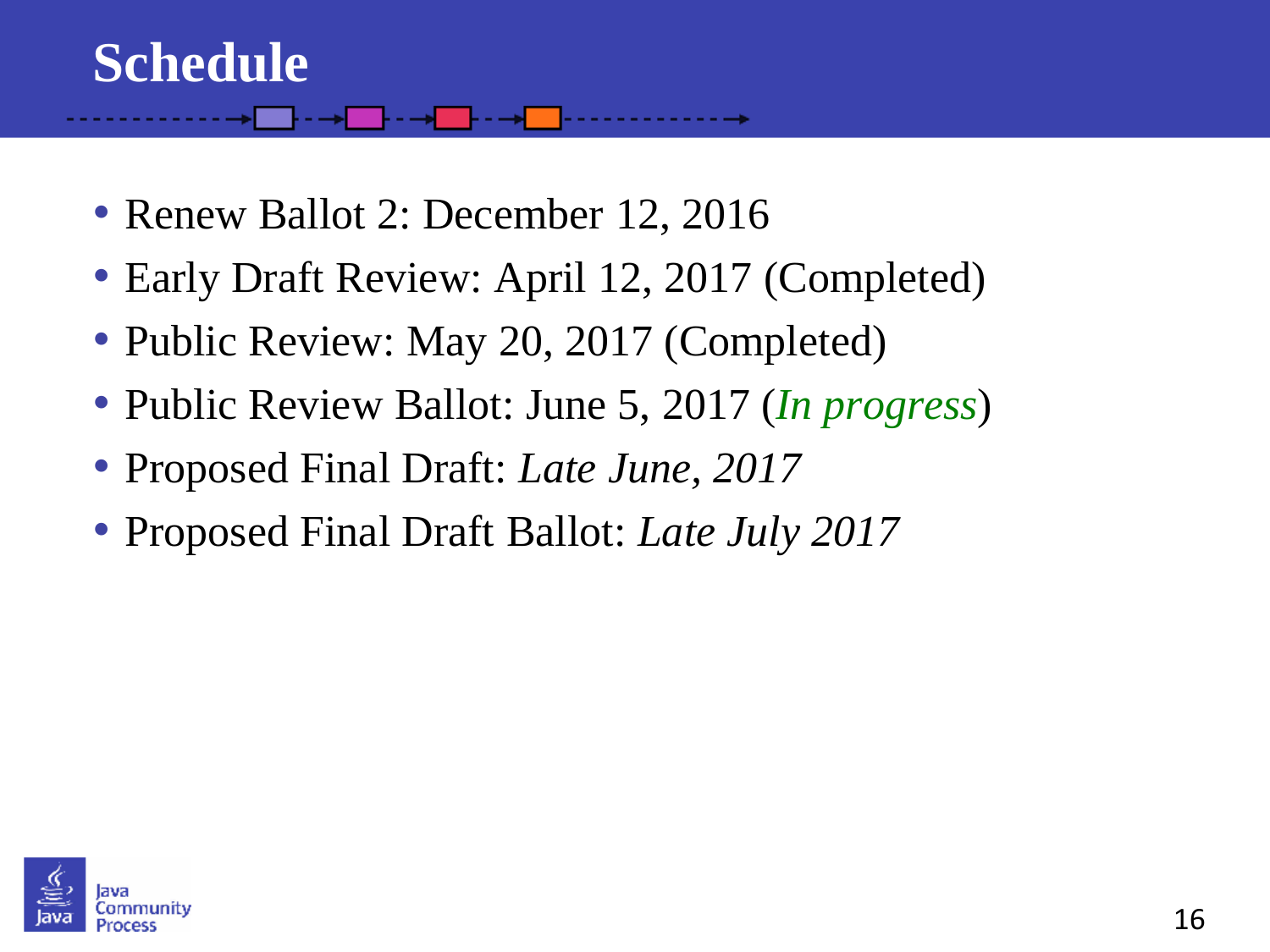# Schedule

- Renew Ballot 2: December 12, 2016
- Early Draft Review: April 12, 2017 (Completed)
- Public Review: May 20, 2017 (Completed)
- Public Review Ballot: June 5, 2017 (*In progress*)
- Proposed Final Draft: *Late June, 2017*
- Proposed Final Draft Ballot: *Late July 2017*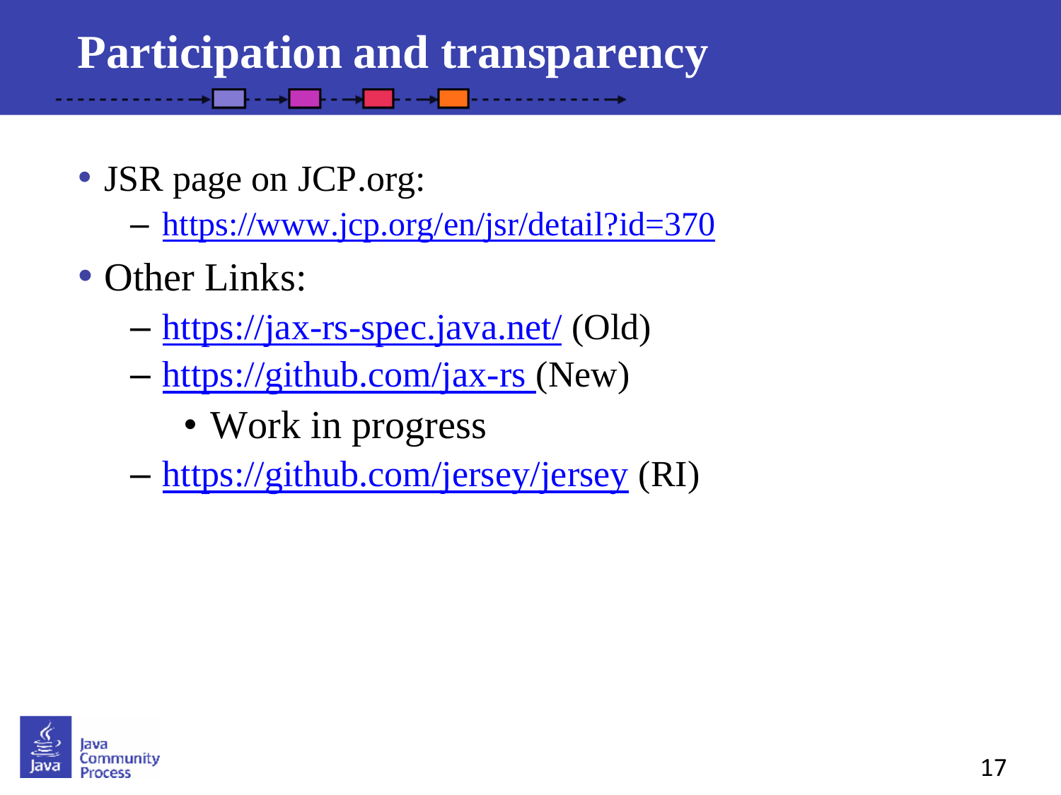# Participation and transparency

- JSR page on JCP.org:
  - https://www.jcp.org/en/jsr/detail?id=370
- Other Links:
  - https://jax-rs-spec.java.net/ (Old)
  - https://github.com/jax-rs (New)
    - Work in progress
  - https://github.com/jersey/jersey (RI)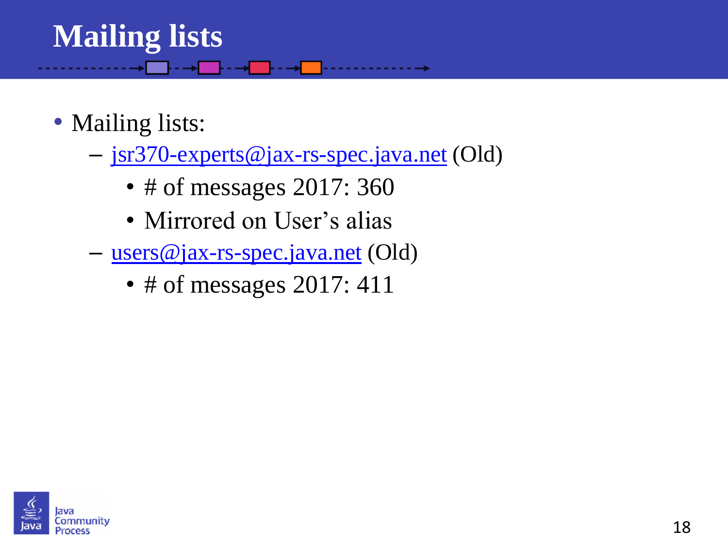# Mailing lists

- Mailing lists:
  - jsr370-experts@jax-rs-spec.java.net (Old)
    - # of messages 2017: 360
    - Mirrored on User's alias
  - users@jax-rs-spec.java.net (Old)
    - # of messages 2017: 411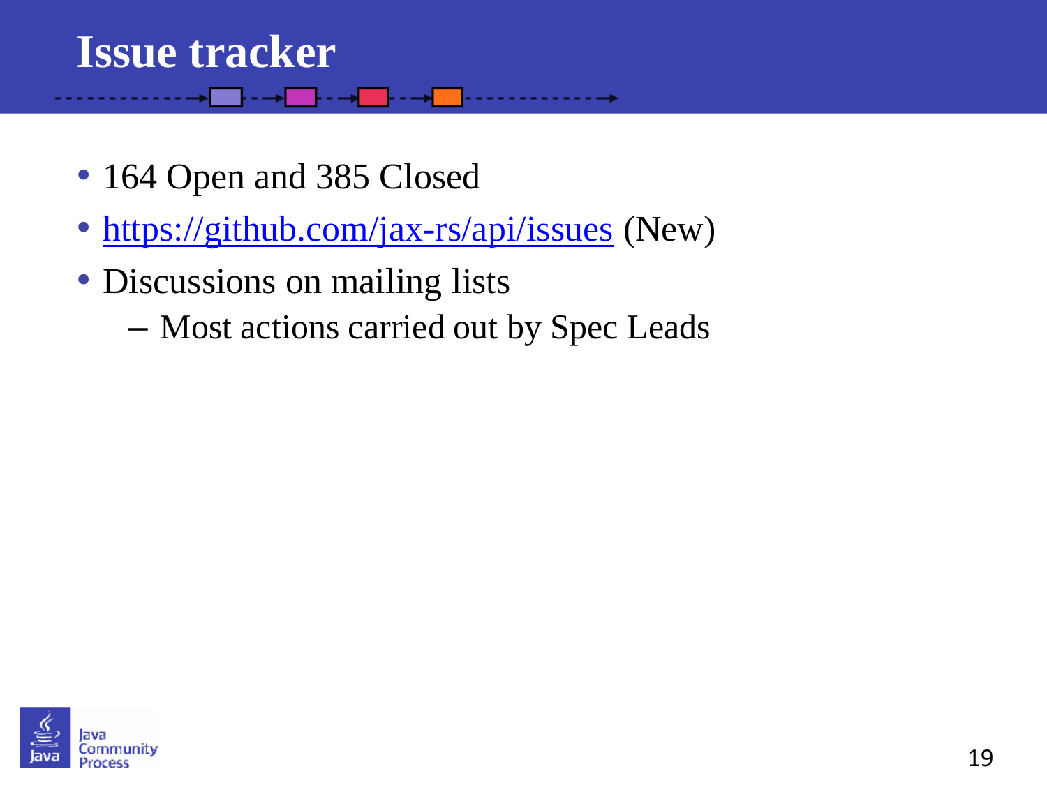# Issue tracker

- 164 Open and 385 Closed
- https://github.com/jax-rs/api/issues (New)
- Discussions on mailing lists
  - Most actions carried out by Spec Leads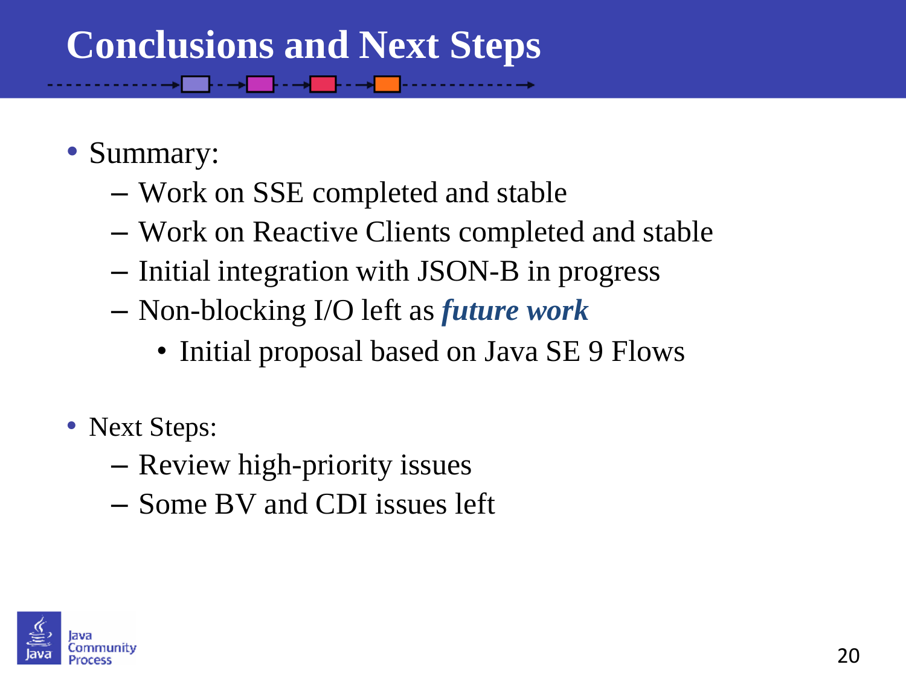# Conclusions and Next Steps

- Summary:
  - Work on SSE completed and stable
  - Work on Reactive Clients completed and stable
  - Initial integration with JSON-B in progress
  - Non-blocking I/O left as ***future work***
    - Initial proposal based on Java SE 9 Flows

- Next Steps:
  - Review high-priority issues
  - Some BV and CDI issues left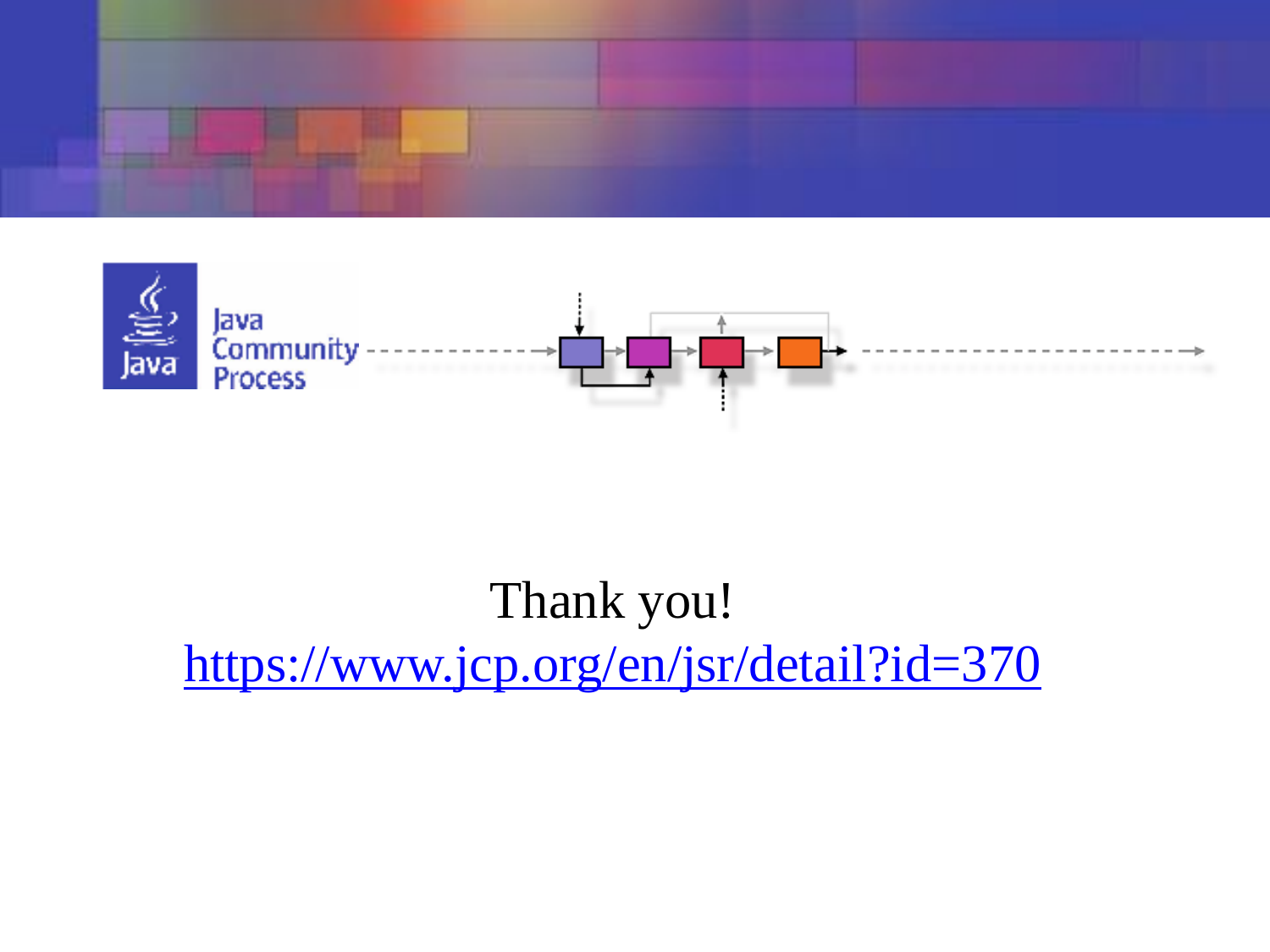Thank you!

https://www.jcp.org/en/jsr/detail?id=370